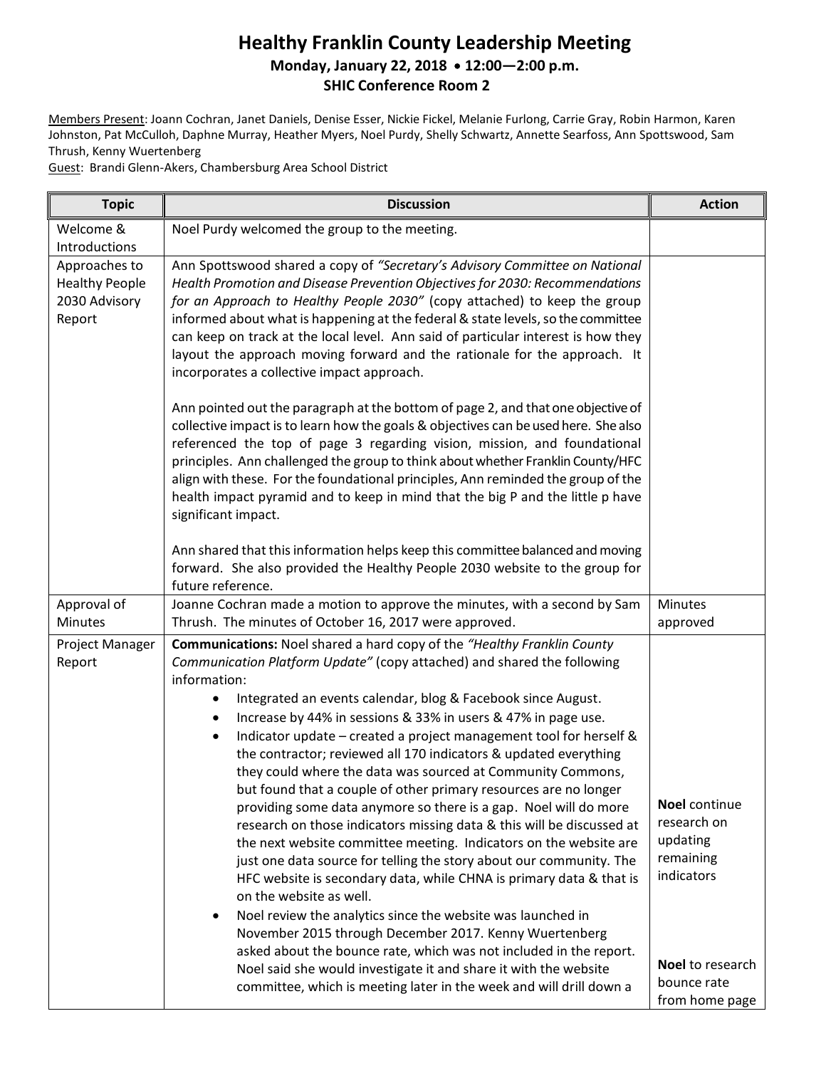# Healthy Franklin County Leadership Meeting

**Monday, January 22, 2018 • 12:00—2:00 p.m.**

**SHIC Conference Room 2**

Members Present: Joann Cochran, Janet Daniels, Denise Esser, Nickie Fickel, Melanie Furlong, Carrie Gray, Robin Harmon, Karen Johnston, Pat McCulloh, Daphne Murray, Heather Myers, Noel Purdy, Shelly Schwartz, Annette Searfoss, Ann Spottswood, Sam Thrush, Kenny Wuertenberg

Guest: Brandi Glenn-Akers, Chambersburg Area School District

| Topic | Discussion | Action |
|---|---|---|
| Welcome & Introductions | Noel Purdy welcomed the group to the meeting. | |
| Approaches to Healthy People 2030 Advisory Report | Ann Spottswood shared a copy of *"Secretary's Advisory Committee on National Health Promotion and Disease Prevention Objectives for 2030: Recommendations for an Approach to Healthy People 2030"* (copy attached) to keep the group informed about what is happening at the federal & state levels, so the committee can keep on track at the local level. Ann said of particular interest is how they layout the approach moving forward and the rationale for the approach. It incorporates a collective impact approach.<br><br>Ann pointed out the paragraph at the bottom of page 2, and that one objective of collective impact is to learn how the goals & objectives can be used here. She also referenced the top of page 3 regarding vision, mission, and foundational principles. Ann challenged the group to think about whether Franklin County/HFC align with these. For the foundational principles, Ann reminded the group of the health impact pyramid and to keep in mind that the big P and the little p have significant impact.<br><br>Ann shared that this information helps keep this committee balanced and moving forward. She also provided the Healthy People 2030 website to the group for future reference. | |
| Approval of Minutes | Joanne Cochran made a motion to approve the minutes, with a second by Sam Thrush. The minutes of October 16, 2017 were approved. | Minutes approved |
| Project Manager Report | **Communications:** Noel shared a hard copy of the *"Healthy Franklin County Communication Platform Update"* (copy attached) and shared the following information:<br>• Integrated an events calendar, blog & Facebook since August.<br>• Increase by 44% in sessions & 33% in users & 47% in page use.<br>• Indicator update – created a project management tool for herself & the contractor; reviewed all 170 indicators & updated everything they could where the data was sourced at Community Commons, but found that a couple of other primary resources are no longer providing some data anymore so there is a gap. Noel will do more research on those indicators missing data & this will be discussed at the next website committee meeting. Indicators on the website are just one data source for telling the story about our community. The HFC website is secondary data, while CHNA is primary data & that is on the website as well.<br>• Noel review the analytics since the website was launched in November 2015 through December 2017. Kenny Wuertenberg asked about the bounce rate, which was not included in the report. Noel said she would investigate it and share it with the website committee, which is meeting later in the week and will drill down a | **Noel** continue research on updating remaining indicators<br><br>**Noel** to research bounce rate from home page |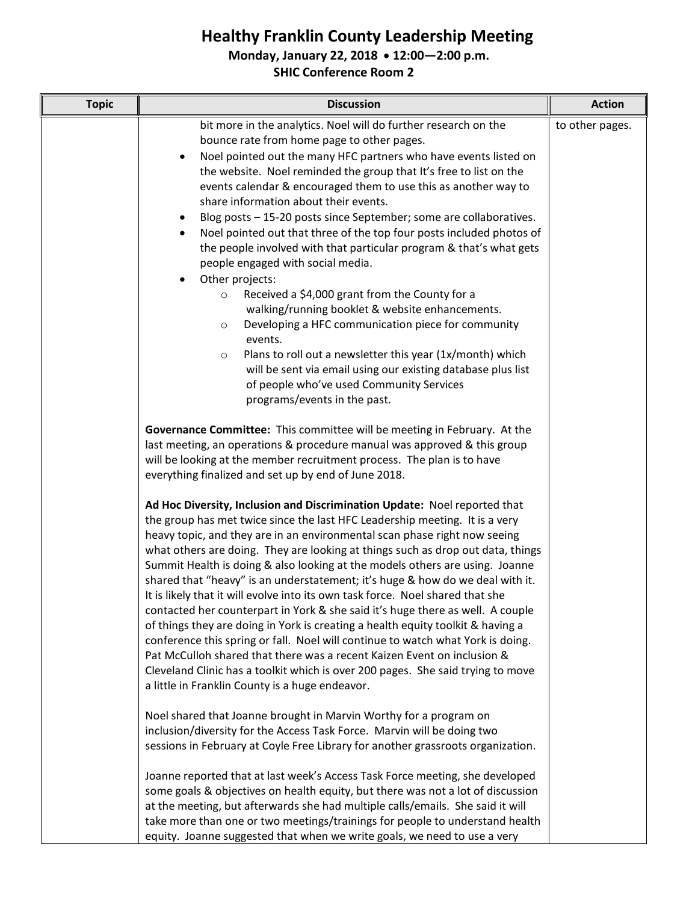# Healthy Franklin County Leadership Meeting

**Monday, January 22, 2018 • 12:00—2:00 p.m.**

**SHIC Conference Room 2**

| Topic | Discussion | Action |
|---|---|---|
| | bit more in the analytics. Noel will do further research on the bounce rate from home page to other pages.<br>• Noel pointed out the many HFC partners who have events listed on the website. Noel reminded the group that It's free to list on the events calendar & encouraged them to use this as another way to share information about their events.<br>• Blog posts – 15-20 posts since September; some are collaboratives.<br>• Noel pointed out that three of the top four posts included photos of the people involved with that particular program & that's what gets people engaged with social media.<br>• Other projects:<br>  ○ Received a $4,000 grant from the County for a walking/running booklet & website enhancements.<br>  ○ Developing a HFC communication piece for community events.<br>  ○ Plans to roll out a newsletter this year (1x/month) which will be sent via email using our existing database plus list of people who've used Community Services programs/events in the past.<br><br>**Governance Committee:** This committee will be meeting in February. At the last meeting, an operations & procedure manual was approved & this group will be looking at the member recruitment process. The plan is to have everything finalized and set up by end of June 2018.<br><br>**Ad Hoc Diversity, Inclusion and Discrimination Update:** Noel reported that the group has met twice since the last HFC Leadership meeting. It is a very heavy topic, and they are in an environmental scan phase right now seeing what others are doing. They are looking at things such as drop out data, things Summit Health is doing & also looking at the models others are using. Joanne shared that "heavy" is an understatement; it's huge & how do we deal with it. It is likely that it will evolve into its own task force. Noel shared that she contacted her counterpart in York & she said it's huge there as well. A couple of things they are doing in York is creating a health equity toolkit & having a conference this spring or fall. Noel will continue to watch what York is doing. Pat McCulloh shared that there was a recent Kaizen Event on inclusion & Cleveland Clinic has a toolkit which is over 200 pages. She said trying to move a little in Franklin County is a huge endeavor.<br><br>Noel shared that Joanne brought in Marvin Worthy for a program on inclusion/diversity for the Access Task Force. Marvin will be doing two sessions in February at Coyle Free Library for another grassroots organization.<br><br>Joanne reported that at last week's Access Task Force meeting, she developed some goals & objectives on health equity, but there was not a lot of discussion at the meeting, but afterwards she had multiple calls/emails. She said it will take more than one or two meetings/trainings for people to understand health equity. Joanne suggested that when we write goals, we need to use a very | to other pages. |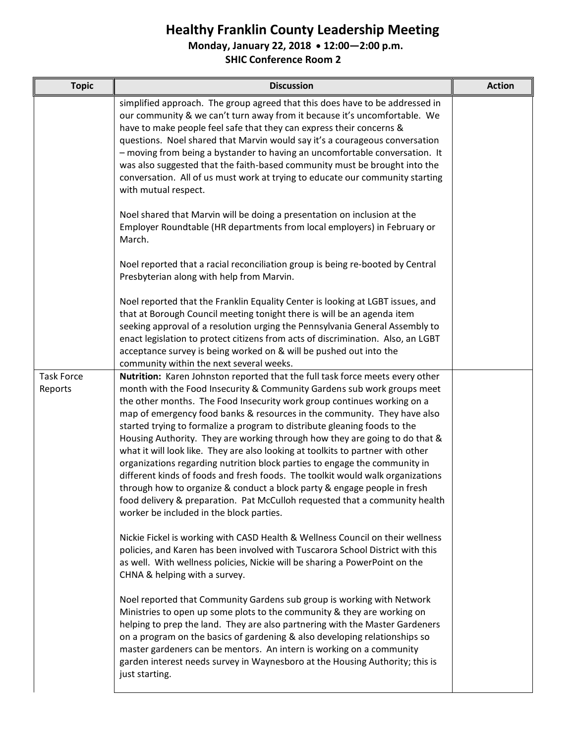# Healthy Franklin County Leadership Meeting

**Monday, January 22, 2018 • 12:00—2:00 p.m.**

**SHIC Conference Room 2**

| Topic | Discussion | Action |
|---|---|---|
| | simplified approach. The group agreed that this does have to be addressed in our community & we can't turn away from it because it's uncomfortable. We have to make people feel safe that they can express their concerns & questions. Noel shared that Marvin would say it's a courageous conversation – moving from being a bystander to having an uncomfortable conversation. It was also suggested that the faith-based community must be brought into the conversation. All of us must work at trying to educate our community starting with mutual respect.<br><br>Noel shared that Marvin will be doing a presentation on inclusion at the Employer Roundtable (HR departments from local employers) in February or March.<br><br>Noel reported that a racial reconciliation group is being re-booted by Central Presbyterian along with help from Marvin.<br><br>Noel reported that the Franklin Equality Center is looking at LGBT issues, and that at Borough Council meeting tonight there is will be an agenda item seeking approval of a resolution urging the Pennsylvania General Assembly to enact legislation to protect citizens from acts of discrimination. Also, an LGBT acceptance survey is being worked on & will be pushed out into the community within the next several weeks. | |
| Task Force Reports | **Nutrition:** Karen Johnston reported that the full task force meets every other month with the Food Insecurity & Community Gardens sub work groups meet the other months. The Food Insecurity work group continues working on a map of emergency food banks & resources in the community. They have also started trying to formalize a program to distribute gleaning foods to the Housing Authority. They are working through how they are going to do that & what it will look like. They are also looking at toolkits to partner with other organizations regarding nutrition block parties to engage the community in different kinds of foods and fresh foods. The toolkit would walk organizations through how to organize & conduct a block party & engage people in fresh food delivery & preparation. Pat McCulloh requested that a community health worker be included in the block parties.<br><br>Nickie Fickel is working with CASD Health & Wellness Council on their wellness policies, and Karen has been involved with Tuscarora School District with this as well. With wellness policies, Nickie will be sharing a PowerPoint on the CHNA & helping with a survey.<br><br>Noel reported that Community Gardens sub group is working with Network Ministries to open up some plots to the community & they are working on helping to prep the land. They are also partnering with the Master Gardeners on a program on the basics of gardening & also developing relationships so master gardeners can be mentors. An intern is working on a community garden interest needs survey in Waynesboro at the Housing Authority; this is just starting. | |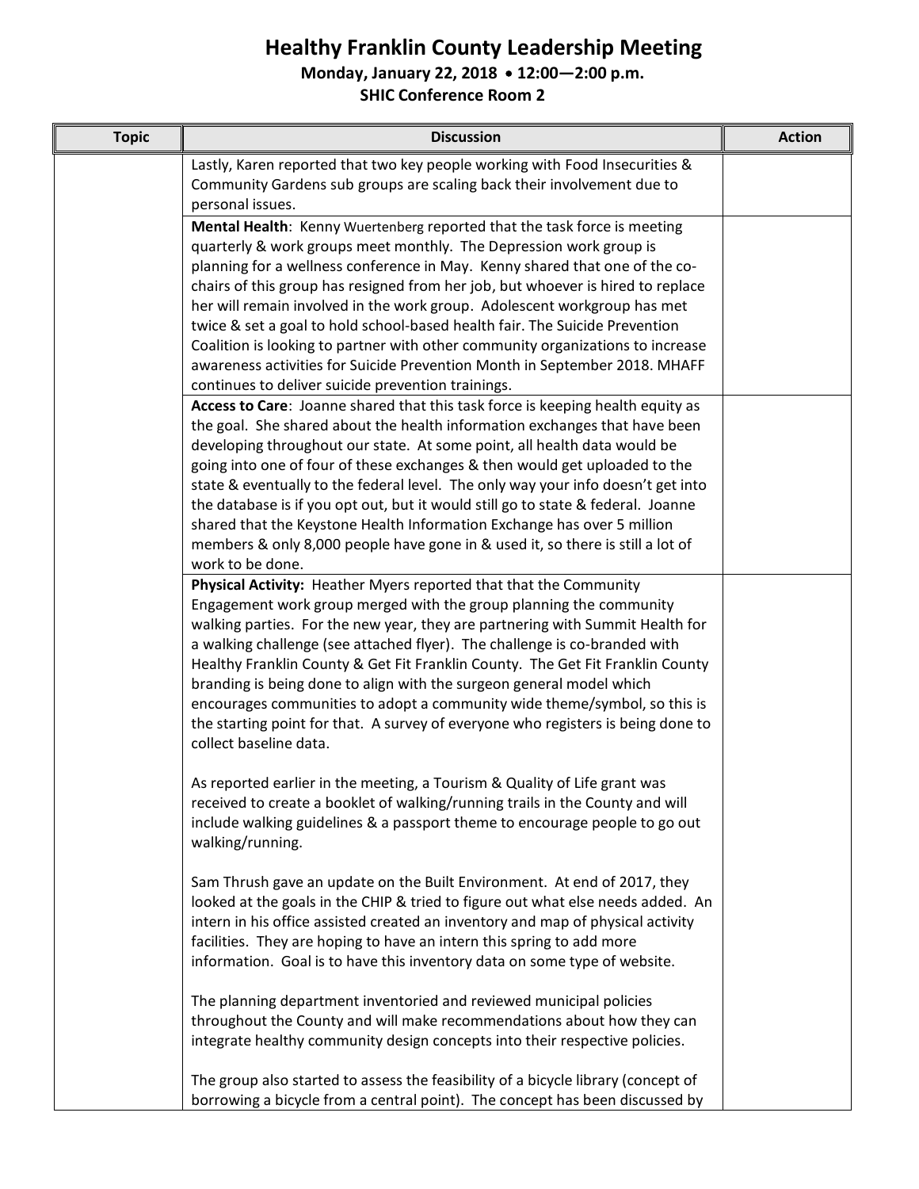# Healthy Franklin County Leadership Meeting

**Monday, January 22, 2018 • 12:00—2:00 p.m.**

**SHIC Conference Room 2**

| Topic | Discussion | Action |
|---|---|---|
| | Lastly, Karen reported that two key people working with Food Insecurities & Community Gardens sub groups are scaling back their involvement due to personal issues. | |
| | **Mental Health**: Kenny Wuertenberg reported that the task force is meeting quarterly & work groups meet monthly. The Depression work group is planning for a wellness conference in May. Kenny shared that one of the co-chairs of this group has resigned from her job, but whoever is hired to replace her will remain involved in the work group. Adolescent workgroup has met twice & set a goal to hold school-based health fair. The Suicide Prevention Coalition is looking to partner with other community organizations to increase awareness activities for Suicide Prevention Month in September 2018. MHAFF continues to deliver suicide prevention trainings. | |
| | **Access to Care**: Joanne shared that this task force is keeping health equity as the goal. She shared about the health information exchanges that have been developing throughout our state. At some point, all health data would be going into one of four of these exchanges & then would get uploaded to the state & eventually to the federal level. The only way your info doesn't get into the database is if you opt out, but it would still go to state & federal. Joanne shared that the Keystone Health Information Exchange has over 5 million members & only 8,000 people have gone in & used it, so there is still a lot of work to be done. | |
| | **Physical Activity:** Heather Myers reported that that the Community Engagement work group merged with the group planning the community walking parties. For the new year, they are partnering with Summit Health for a walking challenge (see attached flyer). The challenge is co-branded with Healthy Franklin County & Get Fit Franklin County. The Get Fit Franklin County branding is being done to align with the surgeon general model which encourages communities to adopt a community wide theme/symbol, so this is the starting point for that. A survey of everyone who registers is being done to collect baseline data.<br><br>As reported earlier in the meeting, a Tourism & Quality of Life grant was received to create a booklet of walking/running trails in the County and will include walking guidelines & a passport theme to encourage people to go out walking/running.<br><br>Sam Thrush gave an update on the Built Environment. At end of 2017, they looked at the goals in the CHIP & tried to figure out what else needs added. An intern in his office assisted created an inventory and map of physical activity facilities. They are hoping to have an intern this spring to add more information. Goal is to have this inventory data on some type of website.<br><br>The planning department inventoried and reviewed municipal policies throughout the County and will make recommendations about how they can integrate healthy community design concepts into their respective policies.<br><br>The group also started to assess the feasibility of a bicycle library (concept of borrowing a bicycle from a central point). The concept has been discussed by | |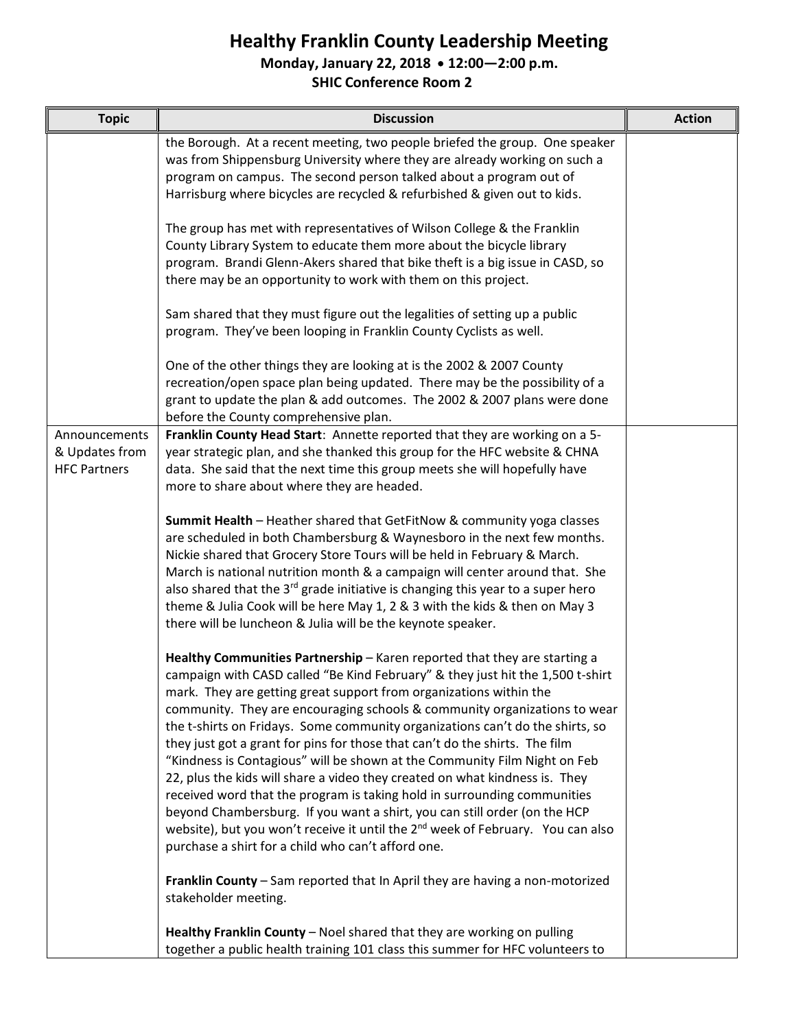# Healthy Franklin County Leadership Meeting

**Monday, January 22, 2018 • 12:00—2:00 p.m.**

**SHIC Conference Room 2**

| Topic | Discussion | Action |
|---|---|---|
| | the Borough. At a recent meeting, two people briefed the group. One speaker was from Shippensburg University where they are already working on such a program on campus. The second person talked about a program out of Harrisburg where bicycles are recycled & refurbished & given out to kids.<br><br>The group has met with representatives of Wilson College & the Franklin County Library System to educate them more about the bicycle library program. Brandi Glenn-Akers shared that bike theft is a big issue in CASD, so there may be an opportunity to work with them on this project.<br><br>Sam shared that they must figure out the legalities of setting up a public program. They've been looping in Franklin County Cyclists as well.<br><br>One of the other things they are looking at is the 2002 & 2007 County recreation/open space plan being updated. There may be the possibility of a grant to update the plan & add outcomes. The 2002 & 2007 plans were done before the County comprehensive plan. | |
| Announcements & Updates from HFC Partners | **Franklin County Head Start**: Annette reported that they are working on a 5-year strategic plan, and she thanked this group for the HFC website & CHNA data. She said that the next time this group meets she will hopefully have more to share about where they are headed.<br><br>**Summit Health** – Heather shared that GetFitNow & community yoga classes are scheduled in both Chambersburg & Waynesboro in the next few months. Nickie shared that Grocery Store Tours will be held in February & March. March is national nutrition month & a campaign will center around that. She also shared that the 3rd grade initiative is changing this year to a super hero theme & Julia Cook will be here May 1, 2 & 3 with the kids & then on May 3 there will be luncheon & Julia will be the keynote speaker.<br><br>**Healthy Communities Partnership** – Karen reported that they are starting a campaign with CASD called "Be Kind February" & they just hit the 1,500 t-shirt mark. They are getting great support from organizations within the community. They are encouraging schools & community organizations to wear the t-shirts on Fridays. Some community organizations can't do the shirts, so they just got a grant for pins for those that can't do the shirts. The film "Kindness is Contagious" will be shown at the Community Film Night on Feb 22, plus the kids will share a video they created on what kindness is. They received word that the program is taking hold in surrounding communities beyond Chambersburg. If you want a shirt, you can still order (on the HCP website), but you won't receive it until the 2nd week of February. You can also purchase a shirt for a child who can't afford one.<br><br>**Franklin County** – Sam reported that In April they are having a non-motorized stakeholder meeting.<br><br>**Healthy Franklin County** – Noel shared that they are working on pulling together a public health training 101 class this summer for HFC volunteers to | |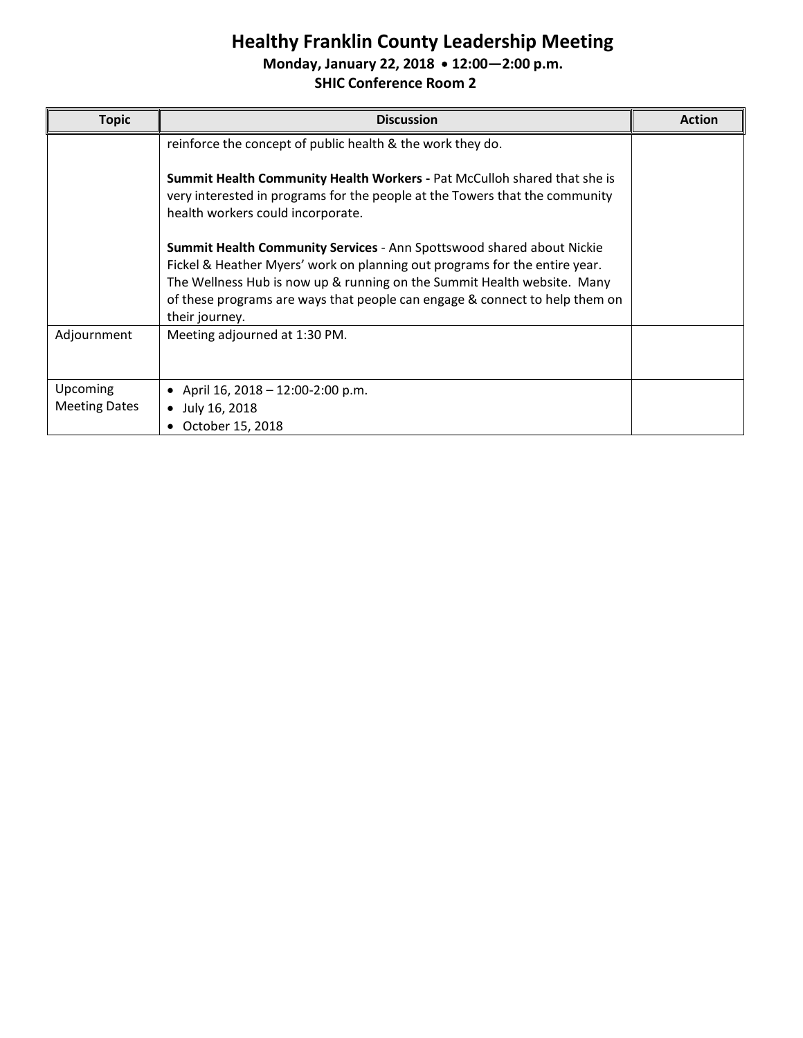# Healthy Franklin County Leadership Meeting

**Monday, January 22, 2018 • 12:00—2:00 p.m.**

**SHIC Conference Room 2**

| Topic | Discussion | Action |
|---|---|---|
| | reinforce the concept of public health & the work they do.<br><br>**Summit Health Community Health Workers -** Pat McCulloh shared that she is very interested in programs for the people at the Towers that the community health workers could incorporate.<br><br>**Summit Health Community Services** - Ann Spottswood shared about Nickie Fickel & Heather Myers' work on planning out programs for the entire year. The Wellness Hub is now up & running on the Summit Health website. Many of these programs are ways that people can engage & connect to help them on their journey. | |
| Adjournment | Meeting adjourned at 1:30 PM. | |
| Upcoming Meeting Dates | • April 16, 2018 – 12:00-2:00 p.m.<br>• July 16, 2018<br>• October 15, 2018 | |